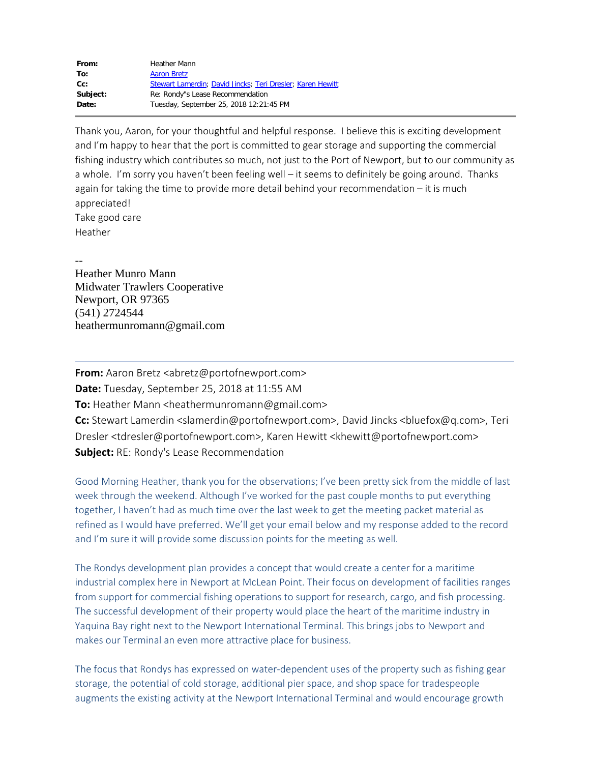| | |
|---|---|
| **From:** | Heather Mann |
| **To:** | Aaron Bretz |
| **Cc:** | Stewart Lamerdin; David Jincks; Teri Dresler; Karen Hewitt |
| **Subject:** | Re: Rondy"s Lease Recommendation |
| **Date:** | Tuesday, September 25, 2018 12:21:45 PM |

Thank you, Aaron, for your thoughtful and helpful response. I believe this is exciting development and I'm happy to hear that the port is committed to gear storage and supporting the commercial fishing industry which contributes so much, not just to the Port of Newport, but to our community as a whole. I'm sorry you haven't been feeling well – it seems to definitely be going around. Thanks again for taking the time to provide more detail behind your recommendation – it is much appreciated!

Take good care

Heather

--

Heather Munro Mann
Midwater Trawlers Cooperative
Newport, OR 97365
(541) 2724544
heathermunromann@gmail.com

---

**From:** Aaron Bretz <abretz@portofnewport.com>
**Date:** Tuesday, September 25, 2018 at 11:55 AM
**To:** Heather Mann <heathermunromann@gmail.com>
**Cc:** Stewart Lamerdin <slamerdin@portofnewport.com>, David Jincks <bluefox@q.com>, Teri Dresler <tdresler@portofnewport.com>, Karen Hewitt <khewitt@portofnewport.com>
**Subject:** RE: Rondy's Lease Recommendation

Good Morning Heather, thank you for the observations; I've been pretty sick from the middle of last week through the weekend. Although I've worked for the past couple months to put everything together, I haven't had as much time over the last week to get the meeting packet material as refined as I would have preferred. We'll get your email below and my response added to the record and I'm sure it will provide some discussion points for the meeting as well.

The Rondys development plan provides a concept that would create a center for a maritime industrial complex here in Newport at McLean Point. Their focus on development of facilities ranges from support for commercial fishing operations to support for research, cargo, and fish processing. The successful development of their property would place the heart of the maritime industry in Yaquina Bay right next to the Newport International Terminal. This brings jobs to Newport and makes our Terminal an even more attractive place for business.

The focus that Rondys has expressed on water-dependent uses of the property such as fishing gear storage, the potential of cold storage, additional pier space, and shop space for tradespeople augments the existing activity at the Newport International Terminal and would encourage growth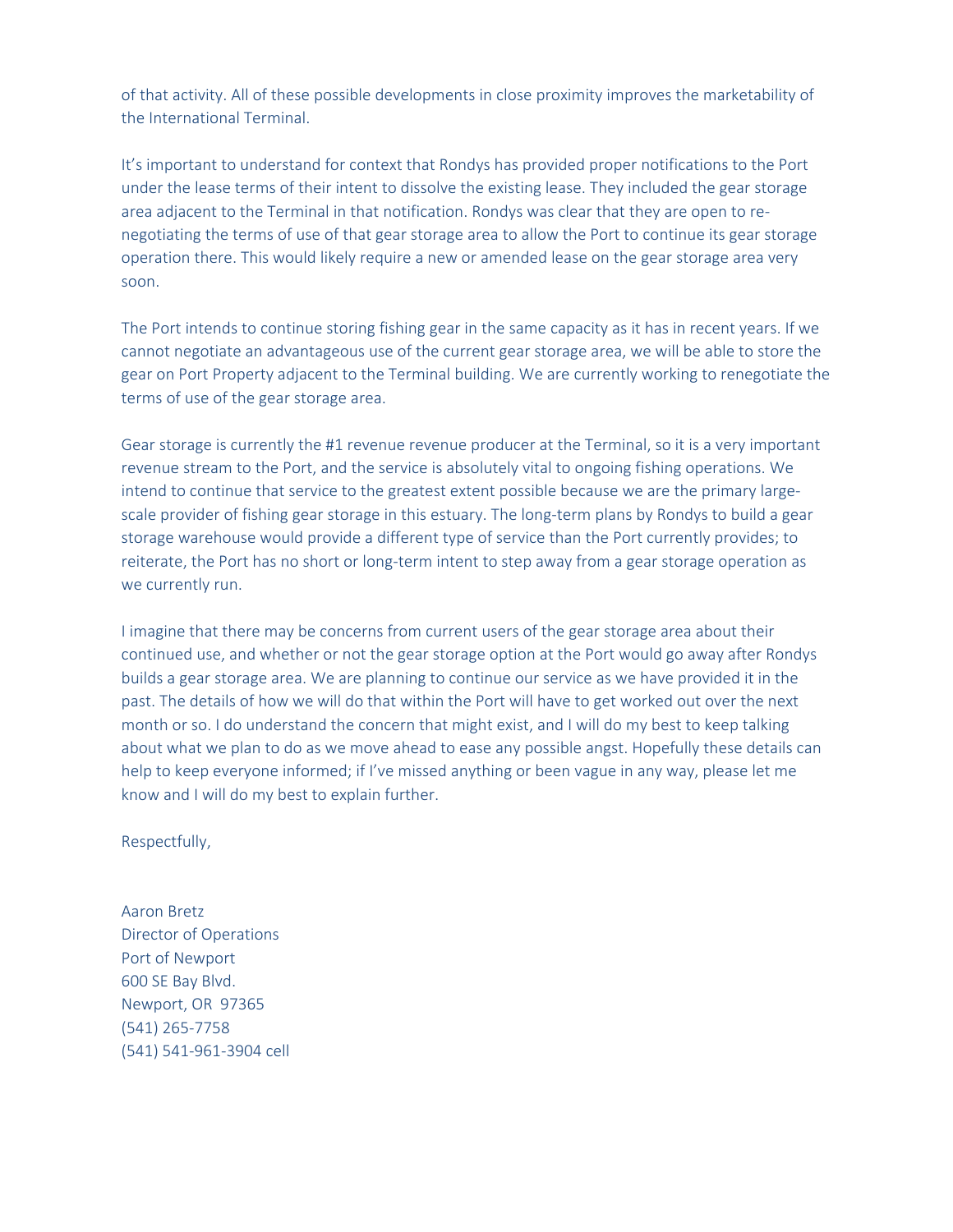of that activity. All of these possible developments in close proximity improves the marketability of the International Terminal.

It's important to understand for context that Rondys has provided proper notifications to the Port under the lease terms of their intent to dissolve the existing lease. They included the gear storage area adjacent to the Terminal in that notification. Rondys was clear that they are open to re-negotiating the terms of use of that gear storage area to allow the Port to continue its gear storage operation there. This would likely require a new or amended lease on the gear storage area very soon.

The Port intends to continue storing fishing gear in the same capacity as it has in recent years. If we cannot negotiate an advantageous use of the current gear storage area, we will be able to store the gear on Port Property adjacent to the Terminal building. We are currently working to renegotiate the terms of use of the gear storage area.

Gear storage is currently the #1 revenue revenue producer at the Terminal, so it is a very important revenue stream to the Port, and the service is absolutely vital to ongoing fishing operations. We intend to continue that service to the greatest extent possible because we are the primary large-scale provider of fishing gear storage in this estuary. The long-term plans by Rondys to build a gear storage warehouse would provide a different type of service than the Port currently provides; to reiterate, the Port has no short or long-term intent to step away from a gear storage operation as we currently run.

I imagine that there may be concerns from current users of the gear storage area about their continued use, and whether or not the gear storage option at the Port would go away after Rondys builds a gear storage area. We are planning to continue our service as we have provided it in the past. The details of how we will do that within the Port will have to get worked out over the next month or so. I do understand the concern that might exist, and I will do my best to keep talking about what we plan to do as we move ahead to ease any possible angst. Hopefully these details can help to keep everyone informed; if I've missed anything or been vague in any way, please let me know and I will do my best to explain further.

Respectfully,

Aaron Bretz  
Director of Operations  
Port of Newport  
600 SE Bay Blvd.  
Newport, OR 97365  
(541) 265-7758  
(541) 541-961-3904 cell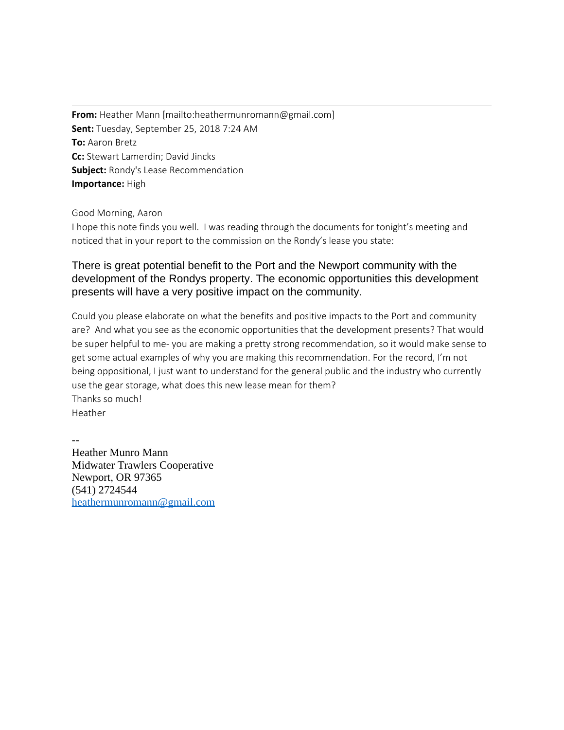**From:** Heather Mann [mailto:heathermunromann@gmail.com]
**Sent:** Tuesday, September 25, 2018 7:24 AM
**To:** Aaron Bretz
**Cc:** Stewart Lamerdin; David Jincks
**Subject:** Rondy's Lease Recommendation
**Importance:** High

Good Morning, Aaron

I hope this note finds you well. I was reading through the documents for tonight's meeting and noticed that in your report to the commission on the Rondy's lease you state:

> There is great potential benefit to the Port and the Newport community with the development of the Rondys property. The economic opportunities this development presents will have a very positive impact on the community.

Could you please elaborate on what the benefits and positive impacts to the Port and community are? And what you see as the economic opportunities that the development presents? That would be super helpful to me- you are making a pretty strong recommendation, so it would make sense to get some actual examples of why you are making this recommendation. For the record, I'm not being oppositional, I just want to understand for the general public and the industry who currently use the gear storage, what does this new lease mean for them?

Thanks so much!

Heather

--

Heather Munro Mann
Midwater Trawlers Cooperative
Newport, OR 97365
(541) 2724544
heathermunromann@gmail.com